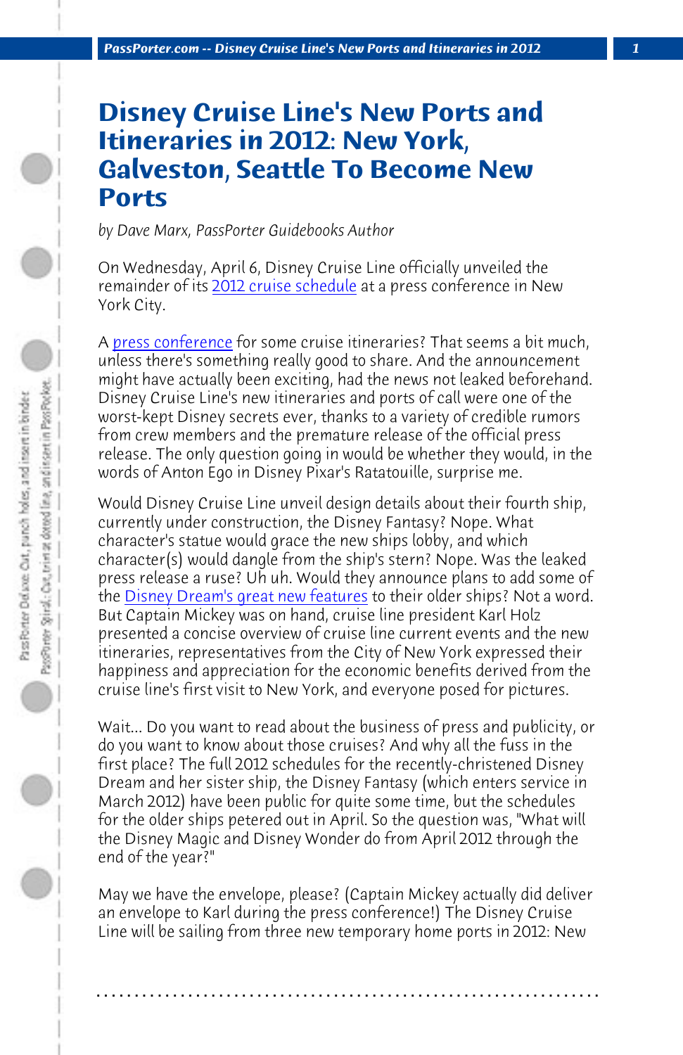# Disney Cruise Line's New Ports and Itineraries in 2012: New York, Galveston, Seattle To Become New Ports

*by Dave Marx, PassPorter Guidebooks Author*

On Wednesday, April 6, Disney Cruise Line officially unveiled the remainder of its 2012 cruise schedule at a press conference in New York City.

A press conference for some cruise itineraries? That seems a bit much, unless there's something really good to share. And the announcement might have actually been exciting, had the news not leaked beforehand. Disney Cruise Line's new itineraries and ports of call were one of the worst-kept Disney secrets ever, thanks to a variety of credible rumors from crew members and the premature release of the official press release. The only question going in would be whether they would, in the words of Anton Ego in Disney Pixar's Ratatouille, surprise me.

Would Disney Cruise Line unveil design details about their fourth ship, currently under construction, the Disney Fantasy? Nope. What character's statue would grace the new ships lobby, and which character(s) would dangle from the ship's stern? Nope. Was the leaked press release a ruse? Uh uh. Would they announce plans to add some of the Disney Dream's great new features to their older ships? Not a word. But Captain Mickey was on hand, cruise line president Karl Holz presented a concise overview of cruise line current events and the new itineraries, representatives from the City of New York expressed their happiness and appreciation for the economic benefits derived from the cruise line's first visit to New York, and everyone posed for pictures.

Wait... Do you want to read about the business of press and publicity, or do you want to know about those cruises? And why all the fuss in the first place? The full 2012 schedules for the recently-christened Disney Dream and her sister ship, the Disney Fantasy (which enters service in March 2012) have been public for quite some time, but the schedules for the older ships petered out in April. So the question was, "What will the Disney Magic and Disney Wonder do from April 2012 through the end of the year?"

May we have the envelope, please? (Captain Mickey actually did deliver an envelope to Karl during the press conference!) The Disney Cruise Line will be sailing from three new temporary home ports in 2012: New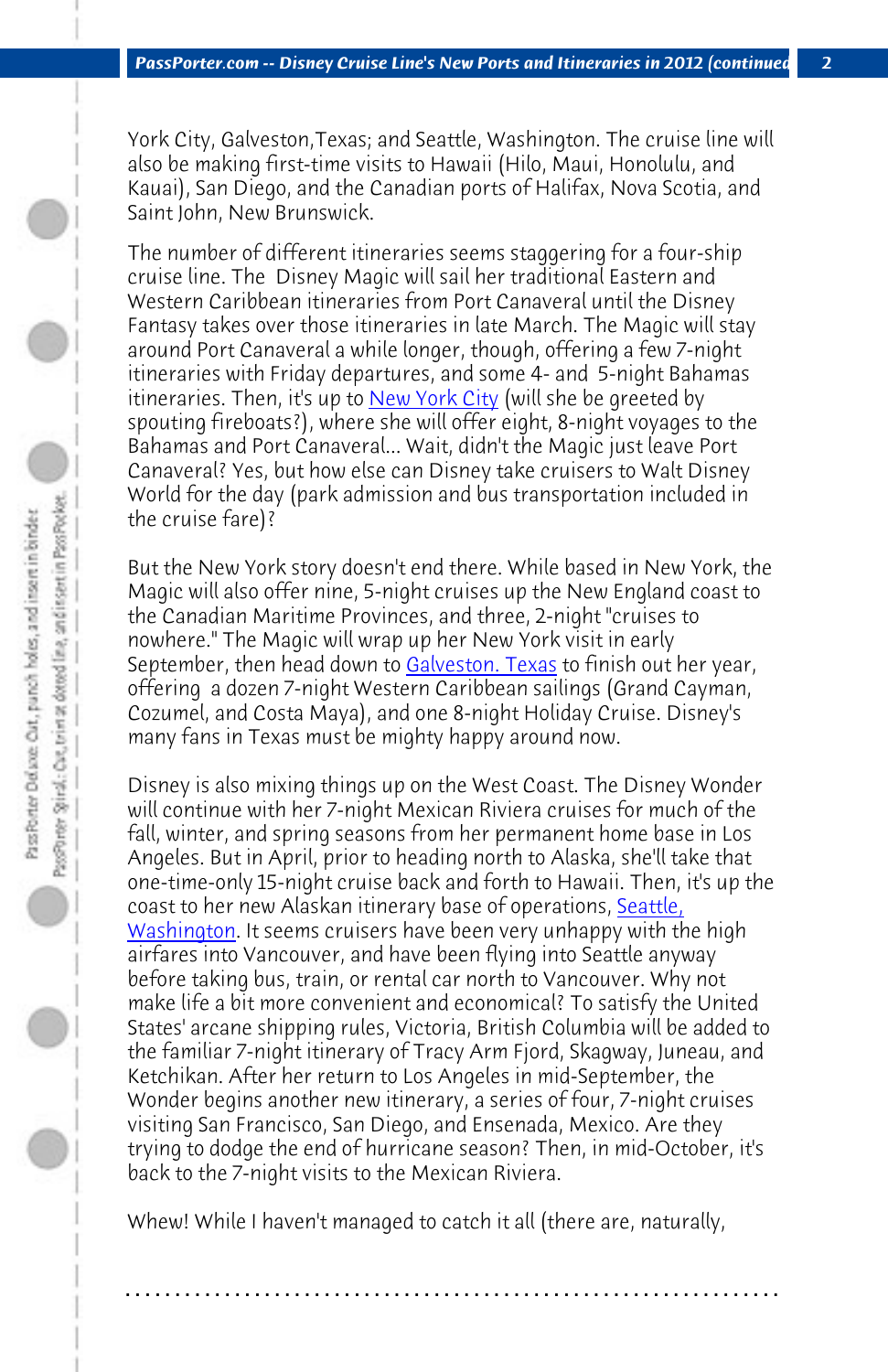York City, Galveston,Texas; and Seattle, Washington. The cruise line will also be making first-time visits to Hawaii (Hilo, Maui, Honolulu, and Kauai), San Diego, and the Canadian ports of Halifax, Nova Scotia, and Saint John, New Brunswick.

The number of different itineraries seems staggering for a four-ship cruise line. The Disney Magic will sail her traditional Eastern and Western Caribbean itineraries from Port Canaveral until the Disney Fantasy takes over those itineraries in late March. The Magic will stay around Port Canaveral a while longer, though, offering a few 7-night itineraries with Friday departures, and some 4- and 5-night Bahamas itineraries. Then, it's up to New York City (will she be greeted by spouting fireboats?), where she will offer eight, 8-night voyages to the Bahamas and Port Canaveral... Wait, didn't the Magic just leave Port Canaveral? Yes, but how else can Disney take cruisers to Walt Disney World for the day (park admission and bus transportation included in the cruise fare)?

But the New York story doesn't end there. While based in New York, the Magic will also offer nine, 5-night cruises up the New England coast to the Canadian Maritime Provinces, and three, 2-night "cruises to nowhere." The Magic will wrap up her New York visit in early September, then head down to Galveston. Texas to finish out her year, offering a dozen 7-night Western Caribbean sailings (Grand Cayman, Cozumel, and Costa Maya), and one 8-night Holiday Cruise. Disney's many fans in Texas must be mighty happy around now.

Disney is also mixing things up on the West Coast. The Disney Wonder will continue with her 7-night Mexican Riviera cruises for much of the fall, winter, and spring seasons from her permanent home base in Los Angeles. But in April, prior to heading north to Alaska, she'll take that one-time-only 15-night cruise back and forth to Hawaii. Then, it's up the coast to her new Alaskan itinerary base of operations, Seattle, Washington. It seems cruisers have been very unhappy with the high airfares into Vancouver, and have been flying into Seattle anyway before taking bus, train, or rental car north to Vancouver. Why not make life a bit more convenient and economical? To satisfy the United States' arcane shipping rules, Victoria, British Columbia will be added to the familiar 7-night itinerary of Tracy Arm Fjord, Skagway, Juneau, and Ketchikan. After her return to Los Angeles in mid-September, the Wonder begins another new itinerary, a series of four, 7-night cruises visiting San Francisco, San Diego, and Ensenada, Mexico. Are they trying to dodge the end of hurricane season? Then, in mid-October, it's back to the 7-night visits to the Mexican Riviera.

Whew! While I haven't managed to catch it all (there are, naturally,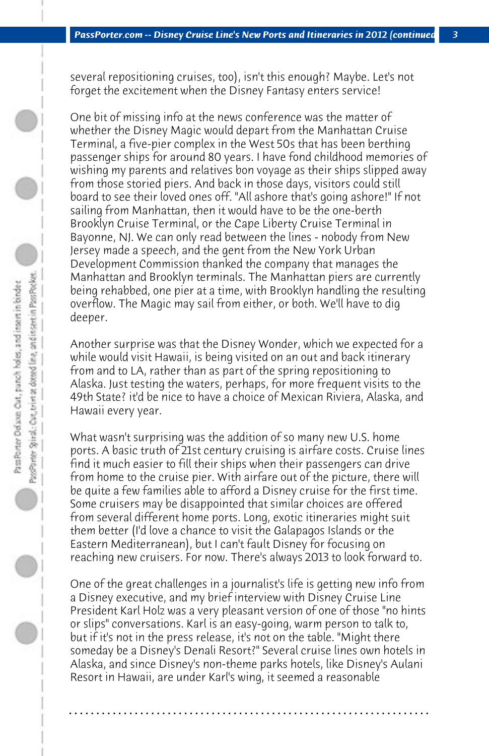several repositioning cruises, too), isn't this enough? Maybe. Let's not forget the excitement when the Disney Fantasy enters service!

One bit of missing info at the news conference was the matter of whether the Disney Magic would depart from the Manhattan Cruise Terminal, a five-pier complex in the West 50s that has been berthing passenger ships for around 80 years. I have fond childhood memories of wishing my parents and relatives bon voyage as their ships slipped away from those storied piers. And back in those days, visitors could still board to see their loved ones off. "All ashore that's going ashore!" If not sailing from Manhattan, then it would have to be the one-berth Brooklyn Cruise Terminal, or the Cape Liberty Cruise Terminal in Bayonne, NJ. We can only read between the lines - nobody from New Jersey made a speech, and the gent from the New York Urban Development Commission thanked the company that manages the Manhattan and Brooklyn terminals. The Manhattan piers are currently being rehabbed, one pier at a time, with Brooklyn handling the resulting overflow. The Magic may sail from either, or both. We'll have to dig deeper.

Another surprise was that the Disney Wonder, which we expected for a while would visit Hawaii, is being visited on an out and back itinerary from and to LA, rather than as part of the spring repositioning to Alaska. Just testing the waters, perhaps, for more frequent visits to the 49th State? it'd be nice to have a choice of Mexican Riviera, Alaska, and Hawaii every year.

What wasn't surprising was the addition of so many new U.S. home ports. A basic truth of 21st century cruising is airfare costs. Cruise lines find it much easier to fill their ships when their passengers can drive from home to the cruise pier. With airfare out of the picture, there will be quite a few families able to afford a Disney cruise for the first time. Some cruisers may be disappointed that similar choices are offered from several different home ports. Long, exotic itineraries might suit them better (I'd love a chance to visit the Galapagos Islands or the Eastern Mediterranean), but I can't fault Disney for focusing on reaching new cruisers. For now. There's always 2013 to look forward to.

One of the great challenges in a journalist's life is getting new info from a Disney executive, and my brief interview with Disney Cruise Line President Karl Holz was a very pleasant version of one of those "no hints or slips" conversations. Karl is an easy-going, warm person to talk to, but if it's not in the press release, it's not on the table. "Might there someday be a Disney's Denali Resort?" Several cruise lines own hotels in Alaska, and since Disney's non-theme parks hotels, like Disney's Aulani Resort in Hawaii, are under Karl's wing, it seemed a reasonable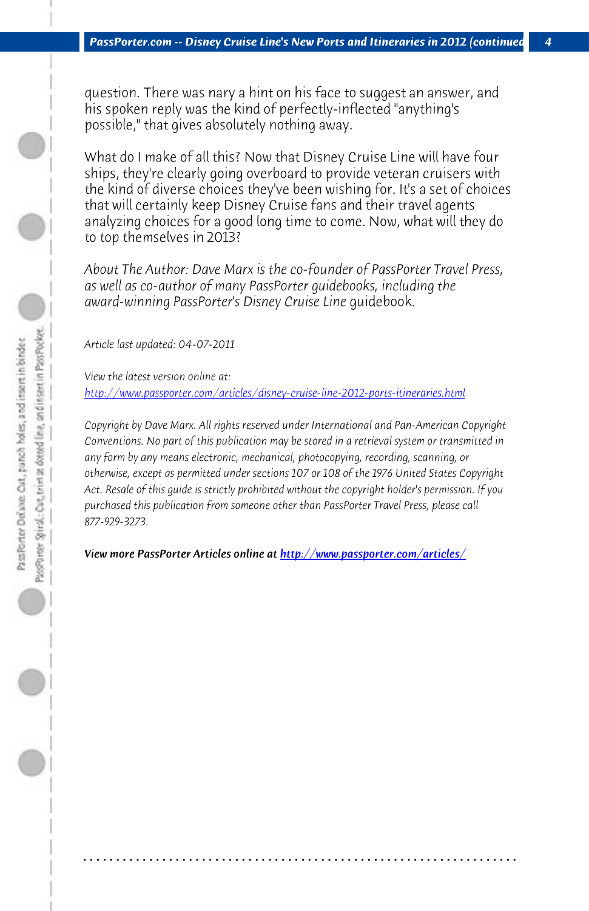question. There was nary a hint on his face to suggest an answer, and his spoken reply was the kind of perfectly-inflected "anything's possible," that gives absolutely nothing away.

What do I make of all this? Now that Disney Cruise Line will have four ships, they're clearly going overboard to provide veteran cruisers with the kind of diverse choices they've been wishing for. It's a set of choices that will certainly keep Disney Cruise fans and their travel agents analyzing choices for a good long time to come. Now, what will they do to top themselves in 2013?

*About The Author: Dave Marx is the co-founder of PassPorter Travel Press, as well as co-author of many PassPorter guidebooks, including the award-winning PassPorter's Disney Cruise Line* guidebook.

*Article last updated: 04-07-2011*

*View the latest version online at:*
*http://www.passporter.com/articles/disney-cruise-line-2012-ports-itineraries.html*

*Copyright by Dave Marx. All rights reserved under International and Pan-American Copyright Conventions. No part of this publication may be stored in a retrieval system or transmitted in any form by any means electronic, mechanical, photocopying, recording, scanning, or otherwise, except as permitted under sections 107 or 108 of the 1976 United States Copyright Act. Resale of this guide is strictly prohibited without the copyright holder's permission. If you purchased this publication from someone other than PassPorter Travel Press, please call 877-929-3273.*

***View more PassPorter Articles online at http://www.passporter.com/articles/***